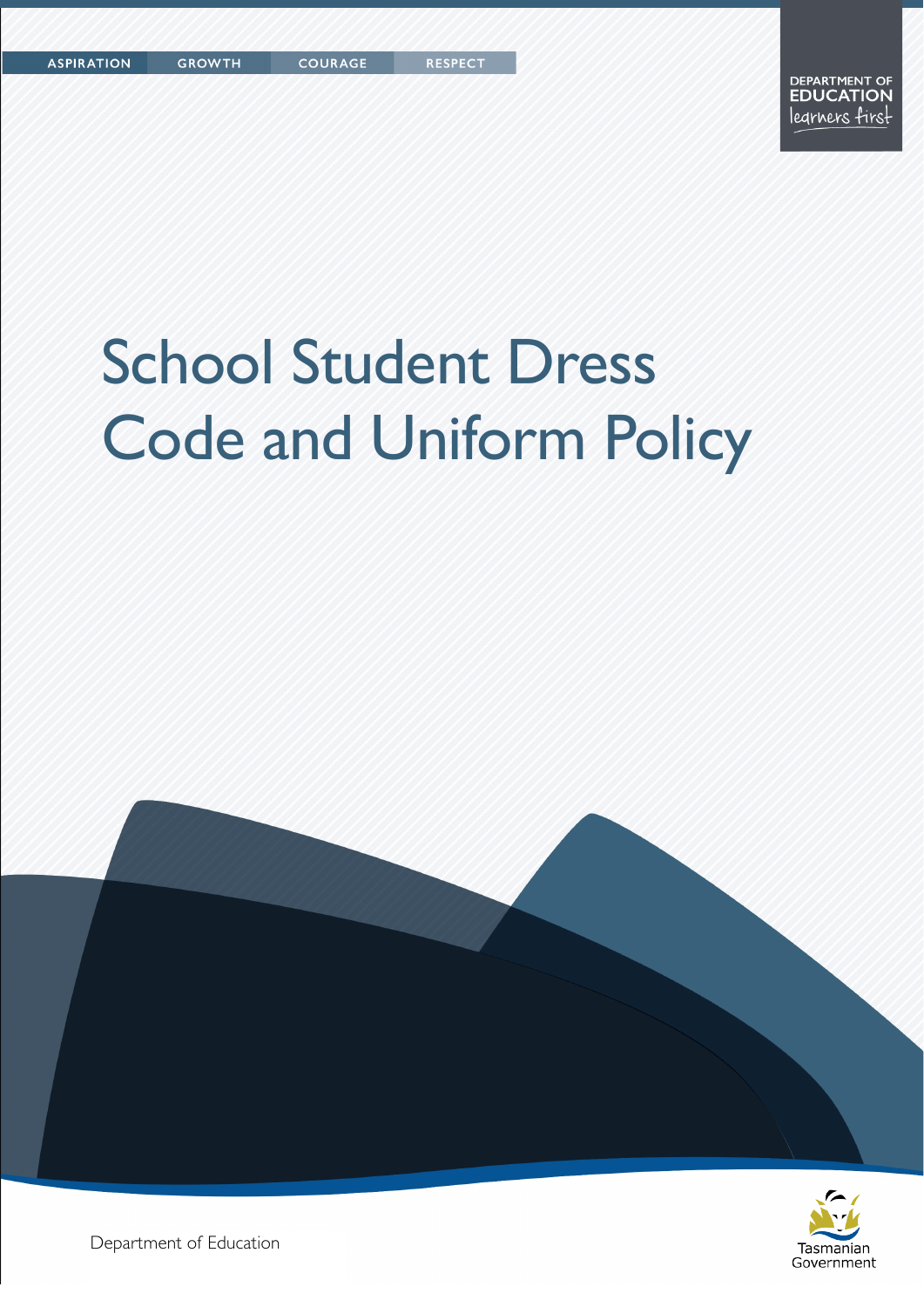ASPIRATION GROWTH COURAGE RESPECT

DEPARTMENT OF EDUCATION
learners first

# School Student Dress Code and Uniform Policy

Department of Education

Tasmanian Government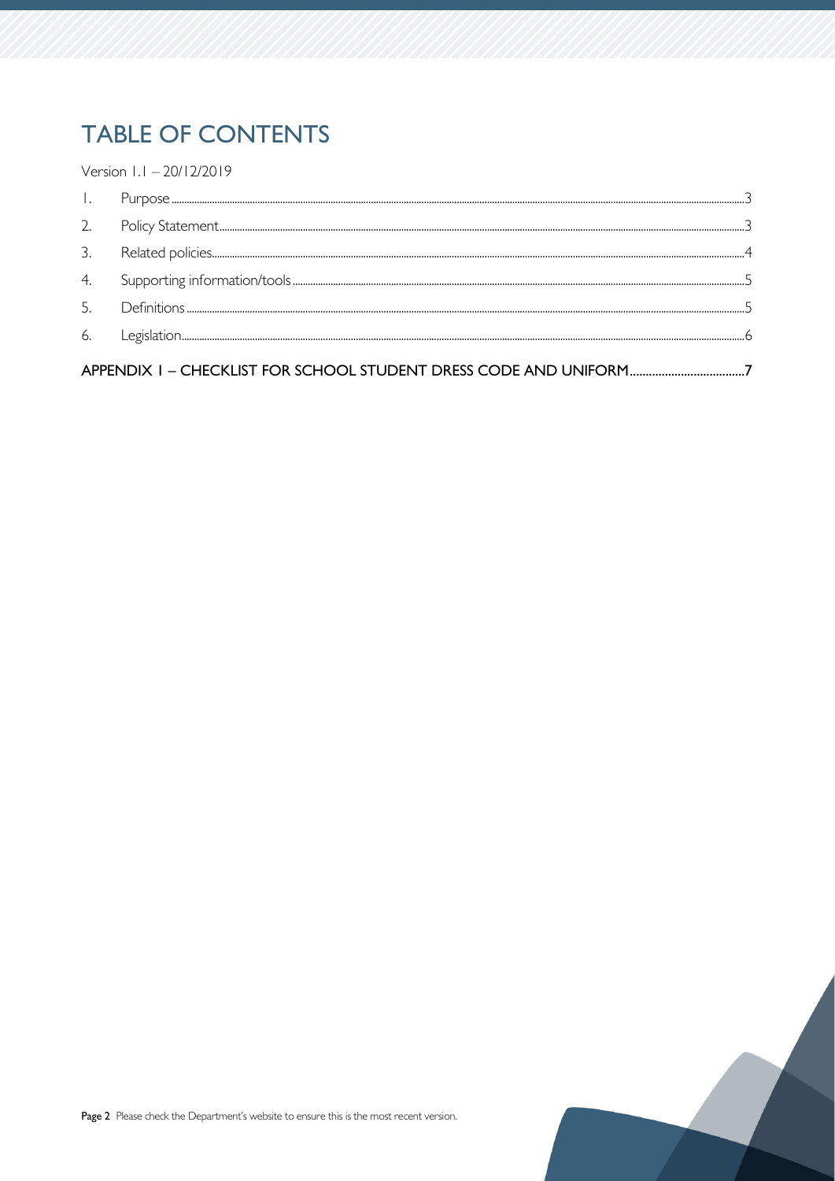# TABLE OF CONTENTS

Version 1.1 – 20/12/2019

1. Purpose ..... 3
2. Policy Statement ..... 3
3. Related policies ..... 4
4. Supporting information/tools ..... 5
5. Definitions ..... 5
6. Legislation ..... 6

**APPENDIX 1 – CHECKLIST FOR SCHOOL STUDENT DRESS CODE AND UNIFORM ..... 7**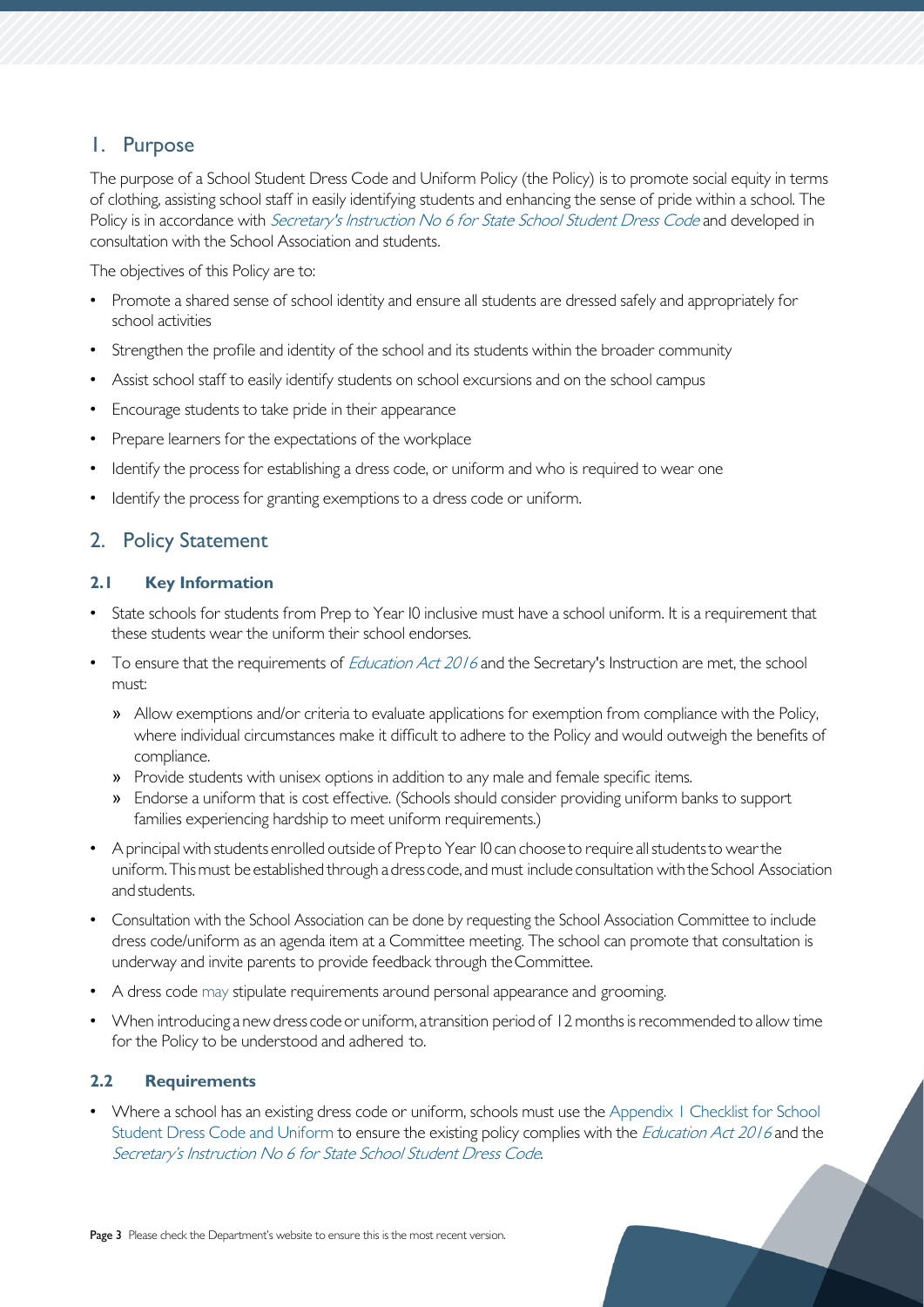## 1. Purpose

The purpose of a School Student Dress Code and Uniform Policy (the Policy) is to promote social equity in terms of clothing, assisting school staff in easily identifying students and enhancing the sense of pride within a school. The Policy is in accordance with *Secretary's Instruction No 6 for State School Student Dress Code* and developed in consultation with the School Association and students.

The objectives of this Policy are to:

- Promote a shared sense of school identity and ensure all students are dressed safely and appropriately for school activities
- Strengthen the profile and identity of the school and its students within the broader community
- Assist school staff to easily identify students on school excursions and on the school campus
- Encourage students to take pride in their appearance
- Prepare learners for the expectations of the workplace
- Identify the process for establishing a dress code, or uniform and who is required to wear one
- Identify the process for granting exemptions to a dress code or uniform.

## 2. Policy Statement

### 2.1 Key Information

- State schools for students from Prep to Year 10 inclusive must have a school uniform. It is a requirement that these students wear the uniform their school endorses.
- To ensure that the requirements of *Education Act 2016* and the Secretary's Instruction are met, the school must:
  - Allow exemptions and/or criteria to evaluate applications for exemption from compliance with the Policy, where individual circumstances make it difficult to adhere to the Policy and would outweigh the benefits of compliance.
  - Provide students with unisex options in addition to any male and female specific items.
  - Endorse a uniform that is cost effective. (Schools should consider providing uniform banks to support families experiencing hardship to meet uniform requirements.)
- A principal with students enrolled outside of Prep to Year 10 can choose to require all students to wear the uniform. This must be established through a dress code, and must include consultation with the School Association and students.
- Consultation with the School Association can be done by requesting the School Association Committee to include dress code/uniform as an agenda item at a Committee meeting. The school can promote that consultation is underway and invite parents to provide feedback through the Committee.
- A dress code may stipulate requirements around personal appearance and grooming.
- When introducing a new dress code or uniform, a transition period of 12 months is recommended to allow time for the Policy to be understood and adhered to.

### 2.2 Requirements

- Where a school has an existing dress code or uniform, schools must use the Appendix 1 Checklist for School Student Dress Code and Uniform to ensure the existing policy complies with the *Education Act 2016* and the *Secretary's Instruction No 6 for State School Student Dress Code*.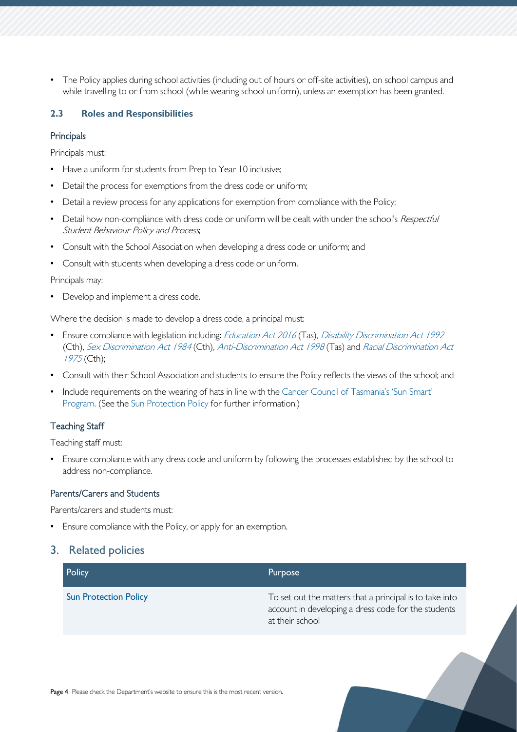- The Policy applies during school activities (including out of hours or off-site activities), on school campus and while travelling to or from school (while wearing school uniform), unless an exemption has been granted.

### 2.3 Roles and Responsibilities

#### Principals

Principals must:

- Have a uniform for students from Prep to Year 10 inclusive;
- Detail the process for exemptions from the dress code or uniform;
- Detail a review process for any applications for exemption from compliance with the Policy;
- Detail how non-compliance with dress code or uniform will be dealt with under the school's *Respectful Student Behaviour Policy and Process*;
- Consult with the School Association when developing a dress code or uniform; and
- Consult with students when developing a dress code or uniform.

Principals may:

- Develop and implement a dress code.

Where the decision is made to develop a dress code, a principal must:

- Ensure compliance with legislation including: *Education Act 2016* (Tas), *Disability Discrimination Act 1992* (Cth), *Sex Discrimination Act 1984* (Cth), *Anti-Discrimination Act 1998* (Tas) and *Racial Discrimination Act 1975* (Cth);
- Consult with their School Association and students to ensure the Policy reflects the views of the school; and
- Include requirements on the wearing of hats in line with the Cancer Council of Tasmania's 'Sun Smart' Program. (See the Sun Protection Policy for further information.)

#### Teaching Staff

Teaching staff must:

- Ensure compliance with any dress code and uniform by following the processes established by the school to address non-compliance.

#### Parents/Carers and Students

Parents/carers and students must:

- Ensure compliance with the Policy, or apply for an exemption.

## 3. Related policies

| Policy | Purpose |
|---|---|
| Sun Protection Policy | To set out the matters that a principal is to take into account in developing a dress code for the students at their school |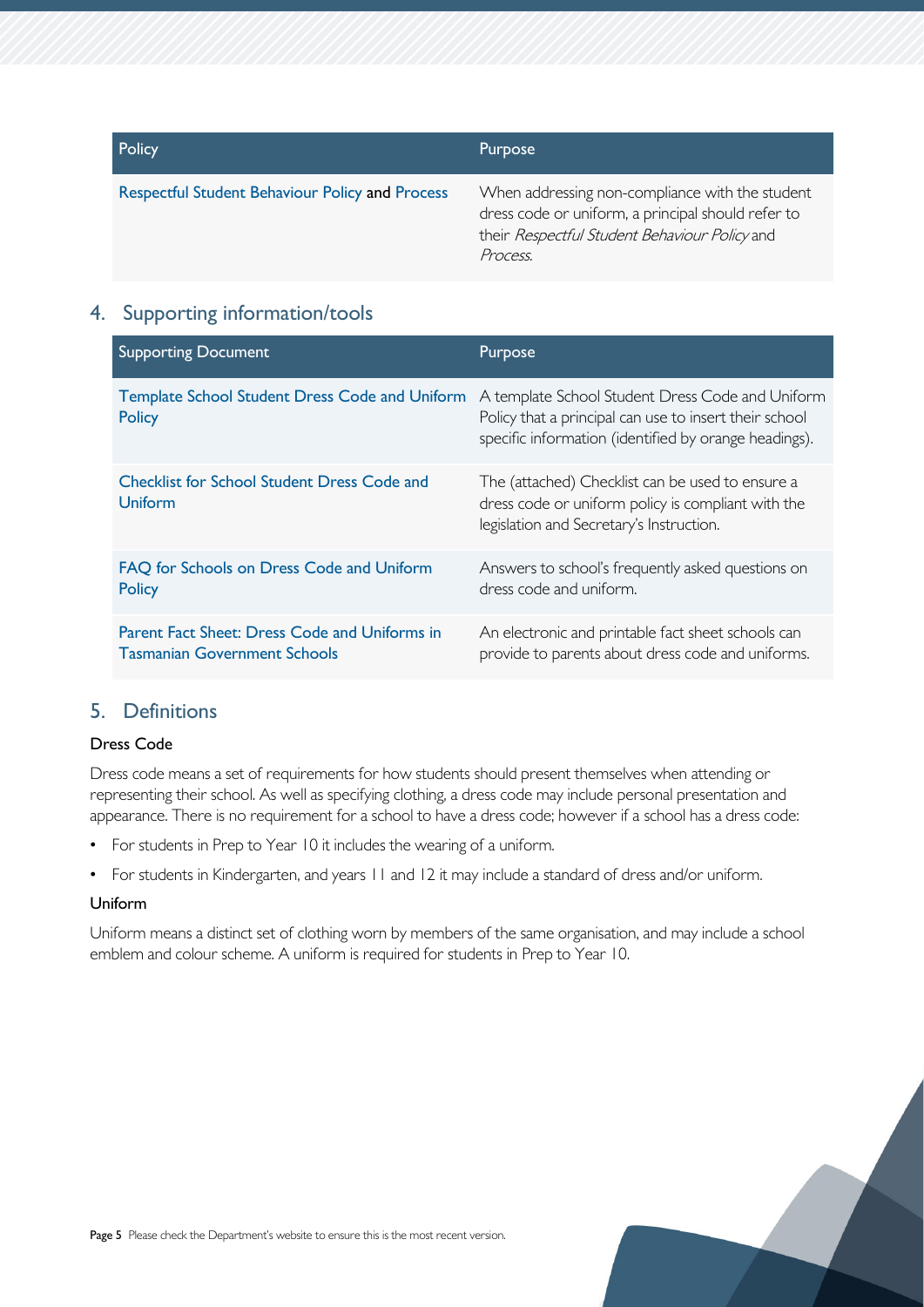| Policy | Purpose |
|---|---|
| Respectful Student Behaviour Policy and Process | When addressing non-compliance with the student dress code or uniform, a principal should refer to their *Respectful Student Behaviour Policy* and *Process*. |

## 4. Supporting information/tools

| Supporting Document | Purpose |
|---|---|
| Template School Student Dress Code and Uniform Policy | A template School Student Dress Code and Uniform Policy that a principal can use to insert their school specific information (identified by orange headings). |
| Checklist for School Student Dress Code and Uniform | The (attached) Checklist can be used to ensure a dress code or uniform policy is compliant with the legislation and Secretary's Instruction. |
| FAQ for Schools on Dress Code and Uniform Policy | Answers to school's frequently asked questions on dress code and uniform. |
| Parent Fact Sheet: Dress Code and Uniforms in Tasmanian Government Schools | An electronic and printable fact sheet schools can provide to parents about dress code and uniforms. |

## 5. Definitions

### Dress Code

Dress code means a set of requirements for how students should present themselves when attending or representing their school. As well as specifying clothing, a dress code may include personal presentation and appearance. There is no requirement for a school to have a dress code; however if a school has a dress code:

- For students in Prep to Year 10 it includes the wearing of a uniform.
- For students in Kindergarten, and years 11 and 12 it may include a standard of dress and/or uniform.

### Uniform

Uniform means a distinct set of clothing worn by members of the same organisation, and may include a school emblem and colour scheme. A uniform is required for students in Prep to Year 10.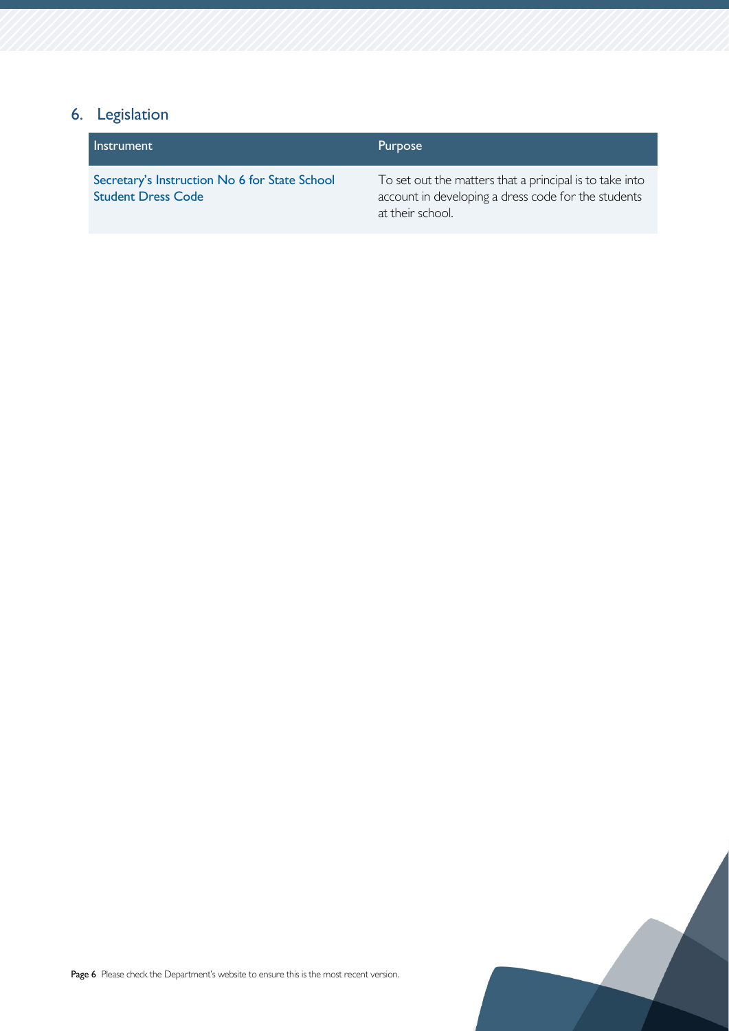## 6. Legislation

| Instrument | Purpose |
| --- | --- |
| Secretary's Instruction No 6 for State School Student Dress Code | To set out the matters that a principal is to take into account in developing a dress code for the students at their school. |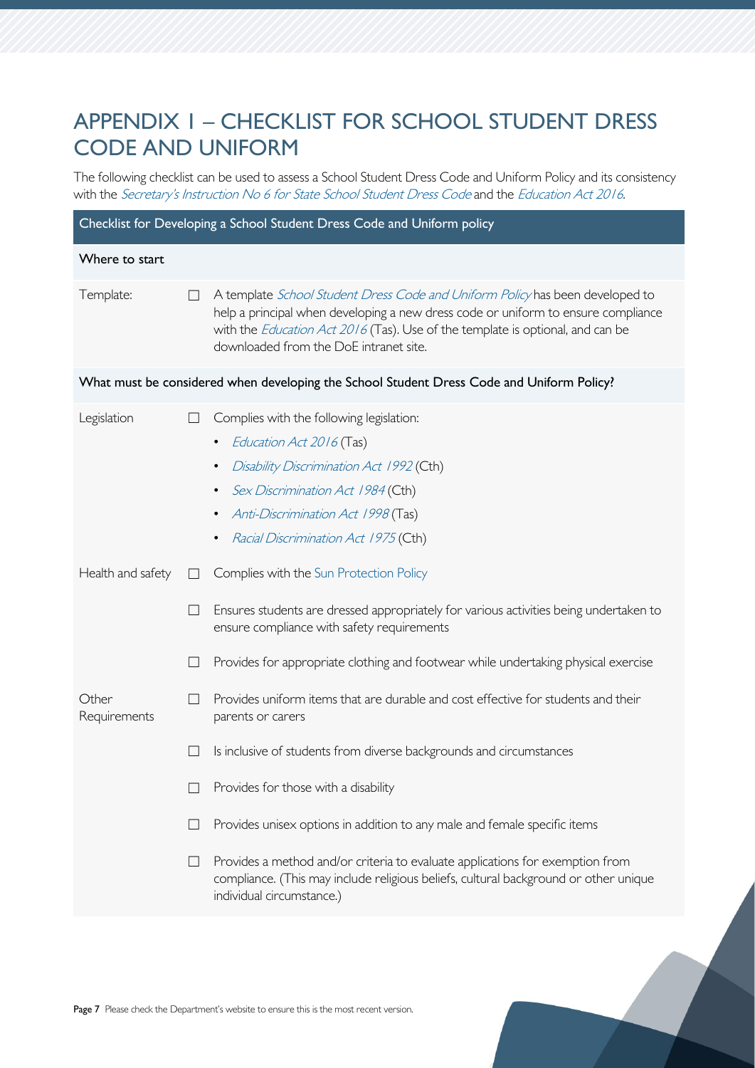# APPENDIX 1 – CHECKLIST FOR SCHOOL STUDENT DRESS CODE AND UNIFORM

The following checklist can be used to assess a School Student Dress Code and Uniform Policy and its consistency with the *Secretary's Instruction No 6 for State School Student Dress Code* and the *Education Act 2016*.

| Checklist for Developing a School Student Dress Code and Uniform policy | | |
|---|---|---|
| **Where to start** | | |
| Template: | ☐ | A template *School Student Dress Code and Uniform Policy* has been developed to help a principal when developing a new dress code or uniform to ensure compliance with the *Education Act 2016* (Tas). Use of the template is optional, and can be downloaded from the DoE intranet site. |
| **What must be considered when developing the School Student Dress Code and Uniform Policy?** | | |
| Legislation | ☐ | Complies with the following legislation:<br>• *Education Act 2016* (Tas)<br>• *Disability Discrimination Act 1992* (Cth)<br>• *Sex Discrimination Act 1984* (Cth)<br>• *Anti-Discrimination Act 1998* (Tas)<br>• *Racial Discrimination Act 1975* (Cth) |
| Health and safety | ☐ | Complies with the Sun Protection Policy |
| | ☐ | Ensures students are dressed appropriately for various activities being undertaken to ensure compliance with safety requirements |
| | ☐ | Provides for appropriate clothing and footwear while undertaking physical exercise |
| Other Requirements | ☐ | Provides uniform items that are durable and cost effective for students and their parents or carers |
| | ☐ | Is inclusive of students from diverse backgrounds and circumstances |
| | ☐ | Provides for those with a disability |
| | ☐ | Provides unisex options in addition to any male and female specific items |
| | ☐ | Provides a method and/or criteria to evaluate applications for exemption from compliance. (This may include religious beliefs, cultural background or other unique individual circumstance.) |

Please check the Department's website to ensure this is the most recent version.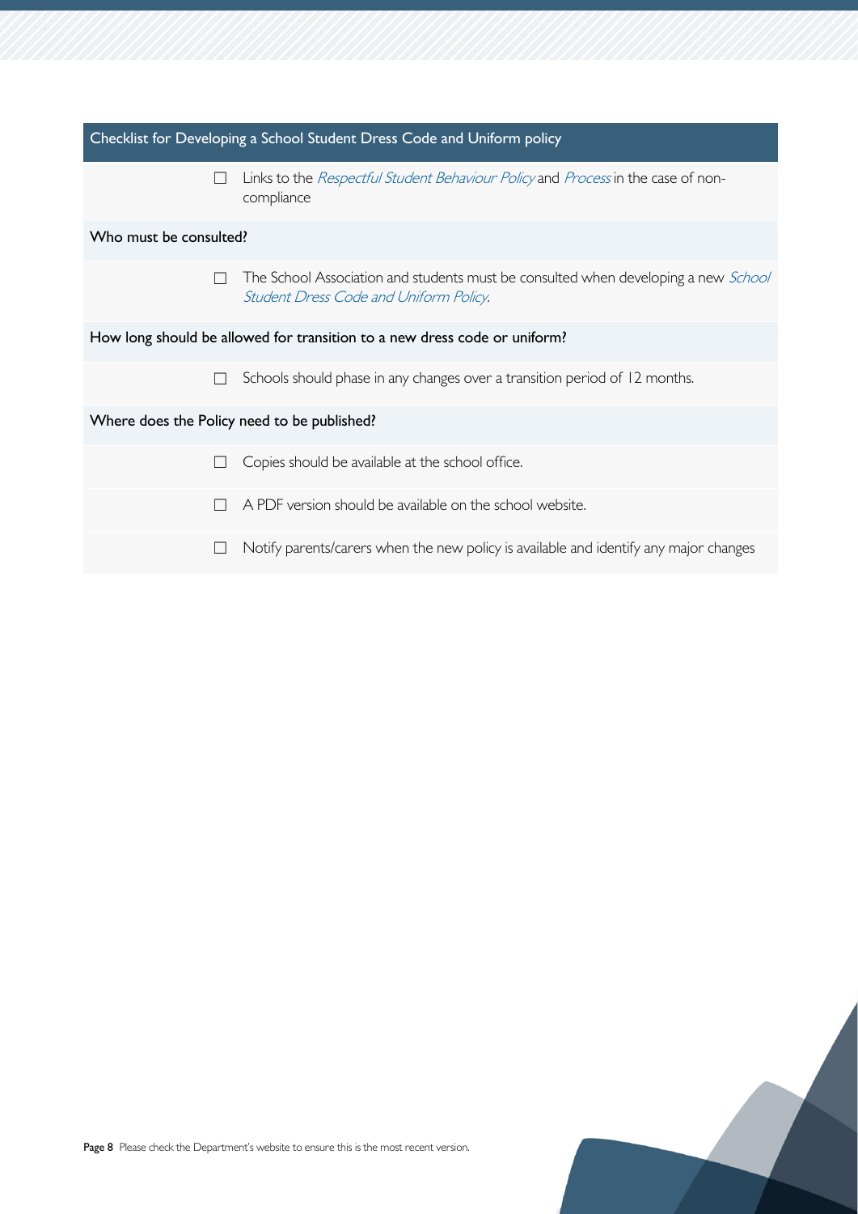## Checklist for Developing a School Student Dress Code and Uniform policy

- ☐ Links to the *Respectful Student Behaviour Policy* and *Process* in the case of non-compliance

### Who must be consulted?

- ☐ The School Association and students must be consulted when developing a new *School Student Dress Code and Uniform Policy*.

### How long should be allowed for transition to a new dress code or uniform?

- ☐ Schools should phase in any changes over a transition period of 12 months.

### Where does the Policy need to be published?

- ☐ Copies should be available at the school office.
- ☐ A PDF version should be available on the school website.
- ☐ Notify parents/carers when the new policy is available and identify any major changes

Please check the Department's website to ensure this is the most recent version.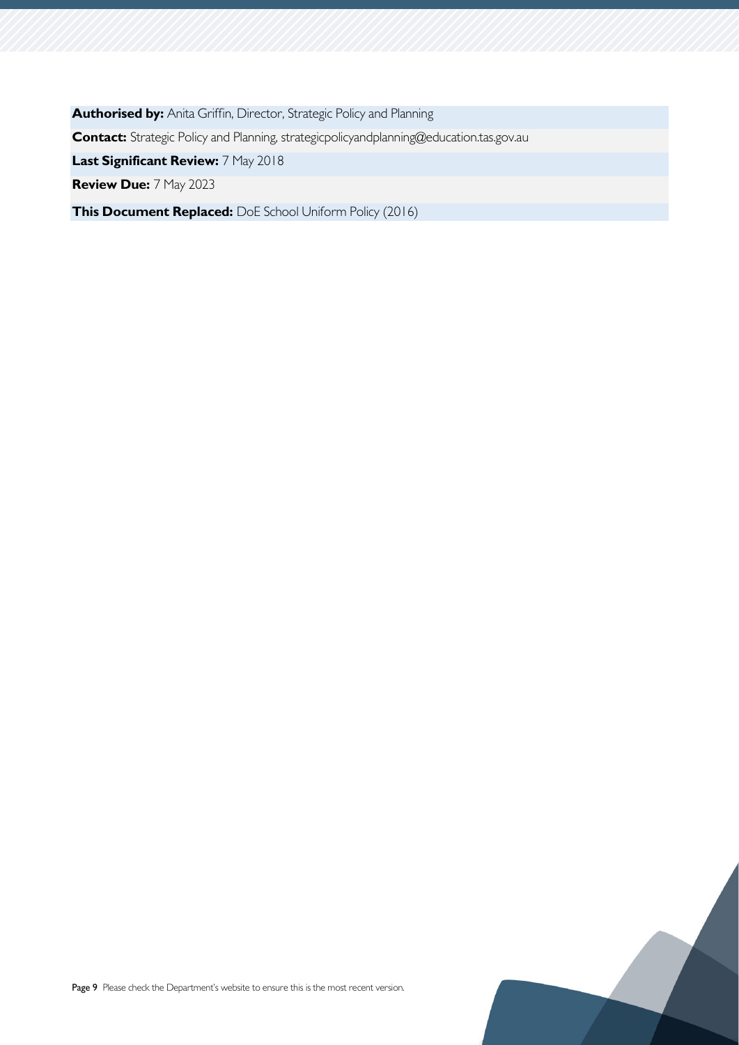**Authorised by:** Anita Griffin, Director, Strategic Policy and Planning

**Contact:** Strategic Policy and Planning, strategicpolicyandplanning@education.tas.gov.au

**Last Significant Review:** 7 May 2018

**Review Due:** 7 May 2023

**This Document Replaced:** DoE School Uniform Policy (2016)